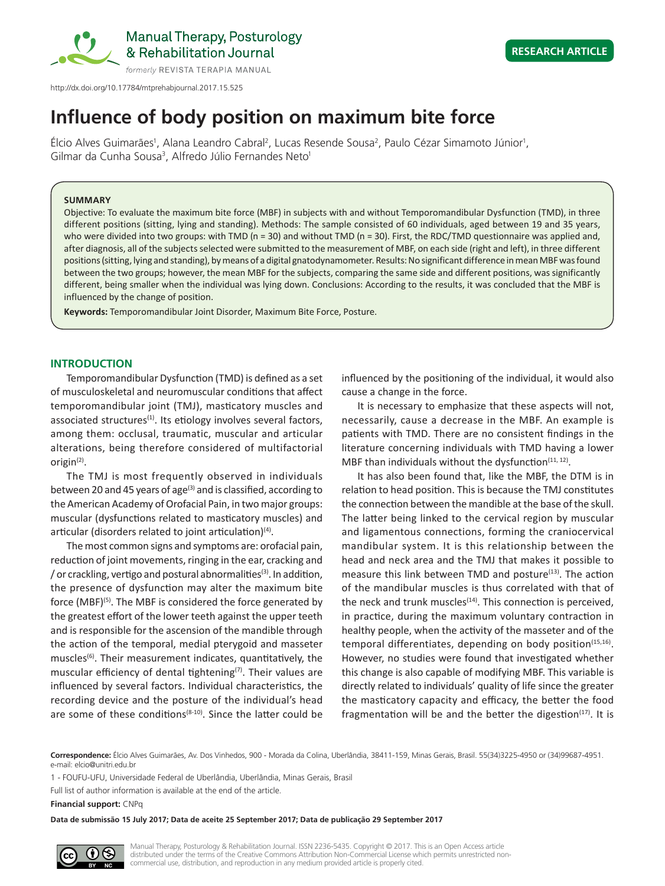http://dx.doi.org/10.17784/mtprehabjournal.2017.15.525

RESEARCH ARTICLE

# Influence of body position on maximum bite force

Élcio Alves Guimarães[1], Alana Leandro Cabral[2], Lucas Resende Sousa[2], Paulo Cézar Simamoto Júnior[1], Gilmar da Cunha Sousa[3], Alfredo Júlio Fernandes Neto[1]

**SUMMARY**

Objective: To evaluate the maximum bite force (MBF) in subjects with and without Temporomandibular Dysfunction (TMD), in three different positions (sitting, lying and standing). Methods: The sample consisted of 60 individuals, aged between 19 and 35 years, who were divided into two groups: with TMD (n = 30) and without TMD (n = 30). First, the RDC/TMD questionnaire was applied and, after diagnosis, all of the subjects selected were submitted to the measurement of MBF, on each side (right and left), in three different positions (sitting, lying and standing), by means of a digital gnatodynamometer. Results: No significant difference in mean MBF was found between the two groups; however, the mean MBF for the subjects, comparing the same side and different positions, was significantly different, being smaller when the individual was lying down. Conclusions: According to the results, it was concluded that the MBF is influenced by the change of position.

**Keywords:** Temporomandibular Joint Disorder, Maximum Bite Force, Posture.

## INTRODUCTION

Temporomandibular Dysfunction (TMD) is defined as a set of musculoskeletal and neuromuscular conditions that affect temporomandibular joint (TMJ), masticatory muscles and associated structures[1]. Its etiology involves several factors, among them: occlusal, traumatic, muscular and articular alterations, being therefore considered of multifactorial origin[2].

The TMJ is most frequently observed in individuals between 20 and 45 years of age[3] and is classified, according to the American Academy of Orofacial Pain, in two major groups: muscular (dysfunctions related to masticatory muscles) and articular (disorders related to joint articulation)[4].

The most common signs and symptoms are: orofacial pain, reduction of joint movements, ringing in the ear, cracking and / or crackling, vertigo and postural abnormalities[3]. In addition, the presence of dysfunction may alter the maximum bite force (MBF)[5]. The MBF is considered the force generated by the greatest effort of the lower teeth against the upper teeth and is responsible for the ascension of the mandible through the action of the temporal, medial pterygoid and masseter muscles[6]. Their measurement indicates, quantitatively, the muscular efficiency of dental tightening[7]. Their values are influenced by several factors. Individual characteristics, the recording device and the posture of the individual's head are some of these conditions[8-10]. Since the latter could be influenced by the positioning of the individual, it would also cause a change in the force.

It is necessary to emphasize that these aspects will not, necessarily, cause a decrease in the MBF. An example is patients with TMD. There are no consistent findings in the literature concerning individuals with TMD having a lower MBF than individuals without the dysfunction[11, 12].

It has also been found that, like the MBF, the DTM is in relation to head position. This is because the TMJ constitutes the connection between the mandible at the base of the skull. The latter being linked to the cervical region by muscular and ligamentous connections, forming the craniocervical mandibular system. It is this relationship between the head and neck area and the TMJ that makes it possible to measure this link between TMD and posture[13]. The action of the mandibular muscles is thus correlated with that of the neck and trunk muscles[14]. This connection is perceived, in practice, during the maximum voluntary contraction in healthy people, when the activity of the masseter and of the temporal differentiates, depending on body position[15,16]. However, no studies were found that investigated whether this change is also capable of modifying MBF. This variable is directly related to individuals' quality of life since the greater the masticatory capacity and efficacy, the better the food fragmentation will be and the better the digestion[17]. It is

**Correspondence:** Élcio Alves Guimarães, Av. Dos Vinhedos, 900 - Morada da Colina, Uberlândia, 38411-159, Minas Gerais, Brasil. 55(34)3225-4950 or (34)99687-4951. e-mail: elcio@unitri.edu.br

1 - FOUFU-UFU, Universidade Federal de Uberlândia, Uberlândia, Minas Gerais, Brasil

Full list of author information is available at the end of the article.

**Financial support:** CNPq

**Data de submissão 15 July 2017; Data de aceite 25 September 2017; Data de publicação 29 September 2017**

Manual Therapy, Posturology & Rehabilitation Journal. ISSN 2236-5435. Copyright © 2017. This is an Open Access article distributed under the terms of the Creative Commons Attribution Non-Commercial License which permits unrestricted non-commercial use, distribution, and reproduction in any medium provided article is properly cited.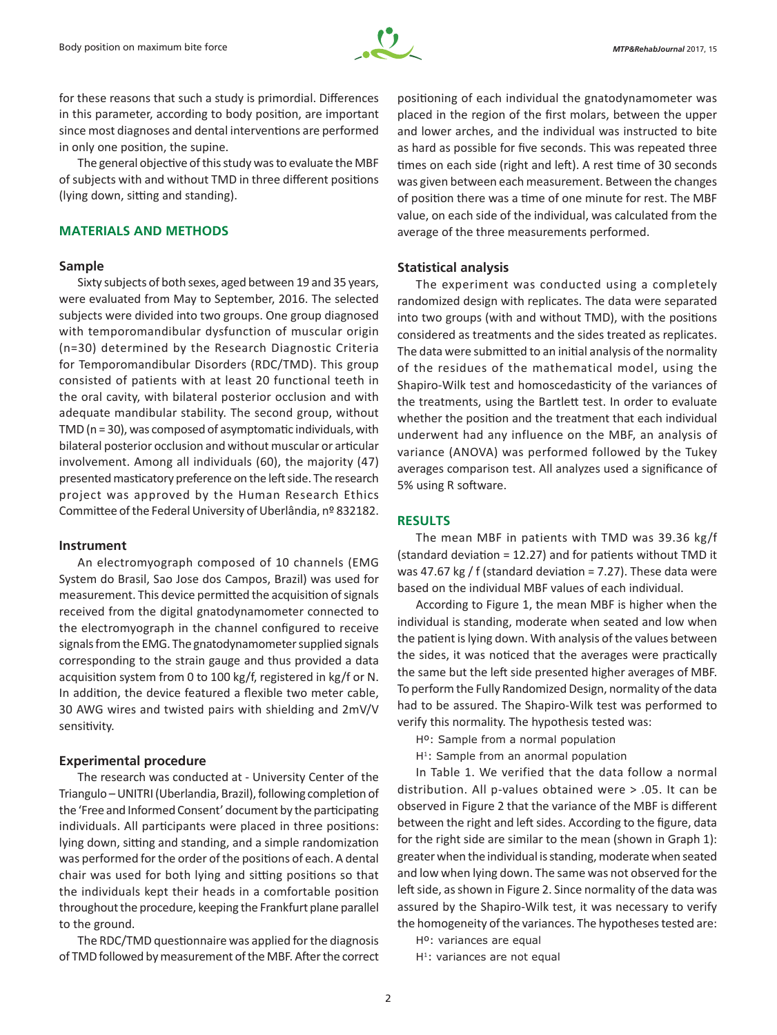for these reasons that such a study is primordial. Differences in this parameter, according to body position, are important since most diagnoses and dental interventions are performed in only one position, the supine.

The general objective of this study was to evaluate the MBF of subjects with and without TMD in three different positions (lying down, sitting and standing).

## MATERIALS AND METHODS

### Sample

Sixty subjects of both sexes, aged between 19 and 35 years, were evaluated from May to September, 2016. The selected subjects were divided into two groups. One group diagnosed with temporomandibular dysfunction of muscular origin (n=30) determined by the Research Diagnostic Criteria for Temporomandibular Disorders (RDC/TMD). This group consisted of patients with at least 20 functional teeth in the oral cavity, with bilateral posterior occlusion and with adequate mandibular stability. The second group, without TMD (n = 30), was composed of asymptomatic individuals, with bilateral posterior occlusion and without muscular or articular involvement. Among all individuals (60), the majority (47) presented masticatory preference on the left side. The research project was approved by the Human Research Ethics Committee of the Federal University of Uberlândia, nº 832182.

### Instrument

An electromyograph composed of 10 channels (EMG System do Brasil, Sao Jose dos Campos, Brazil) was used for measurement. This device permitted the acquisition of signals received from the digital gnatodynamometer connected to the electromyograph in the channel configured to receive signals from the EMG. The gnatodynamometer supplied signals corresponding to the strain gauge and thus provided a data acquisition system from 0 to 100 kg/f, registered in kg/f or N. In addition, the device featured a flexible two meter cable, 30 AWG wires and twisted pairs with shielding and 2mV/V sensitivity.

### Experimental procedure

The research was conducted at - University Center of the Triangulo – UNITRI (Uberlandia, Brazil), following completion of the 'Free and Informed Consent' document by the participating individuals. All participants were placed in three positions: lying down, sitting and standing, and a simple randomization was performed for the order of the positions of each. A dental chair was used for both lying and sitting positions so that the individuals kept their heads in a comfortable position throughout the procedure, keeping the Frankfurt plane parallel to the ground.

The RDC/TMD questionnaire was applied for the diagnosis of TMD followed by measurement of the MBF. After the correct positioning of each individual the gnatodynamometer was placed in the region of the first molars, between the upper and lower arches, and the individual was instructed to bite as hard as possible for five seconds. This was repeated three times on each side (right and left). A rest time of 30 seconds was given between each measurement. Between the changes of position there was a time of one minute for rest. The MBF value, on each side of the individual, was calculated from the average of the three measurements performed.

### Statistical analysis

The experiment was conducted using a completely randomized design with replicates. The data were separated into two groups (with and without TMD), with the positions considered as treatments and the sides treated as replicates. The data were submitted to an initial analysis of the normality of the residues of the mathematical model, using the Shapiro-Wilk test and homoscedasticity of the variances of the treatments, using the Bartlett test. In order to evaluate whether the position and the treatment that each individual underwent had any influence on the MBF, an analysis of variance (ANOVA) was performed followed by the Tukey averages comparison test. All analyzes used a significance of 5% using R software.

## RESULTS

The mean MBF in patients with TMD was 39.36 kg/f (standard deviation = 12.27) and for patients without TMD it was 47.67 kg / f (standard deviation = 7.27). These data were based on the individual MBF values of each individual.

According to Figure 1, the mean MBF is higher when the individual is standing, moderate when seated and low when the patient is lying down. With analysis of the values between the sides, it was noticed that the averages were practically the same but the left side presented higher averages of MBF. To perform the Fully Randomized Design, normality of the data had to be assured. The Shapiro-Wilk test was performed to verify this normality. The hypothesis tested was:

Hº: Sample from a normal population

H¹: Sample from an anormal population

In Table 1. We verified that the data follow a normal distribution. All p-values obtained were > .05. It can be observed in Figure 2 that the variance of the MBF is different between the right and left sides. According to the figure, data for the right side are similar to the mean (shown in Graph 1): greater when the individual is standing, moderate when seated and low when lying down. The same was not observed for the left side, as shown in Figure 2. Since normality of the data was assured by the Shapiro-Wilk test, it was necessary to verify the homogeneity of the variances. The hypotheses tested are:

Hº: variances are equal

H¹: variances are not equal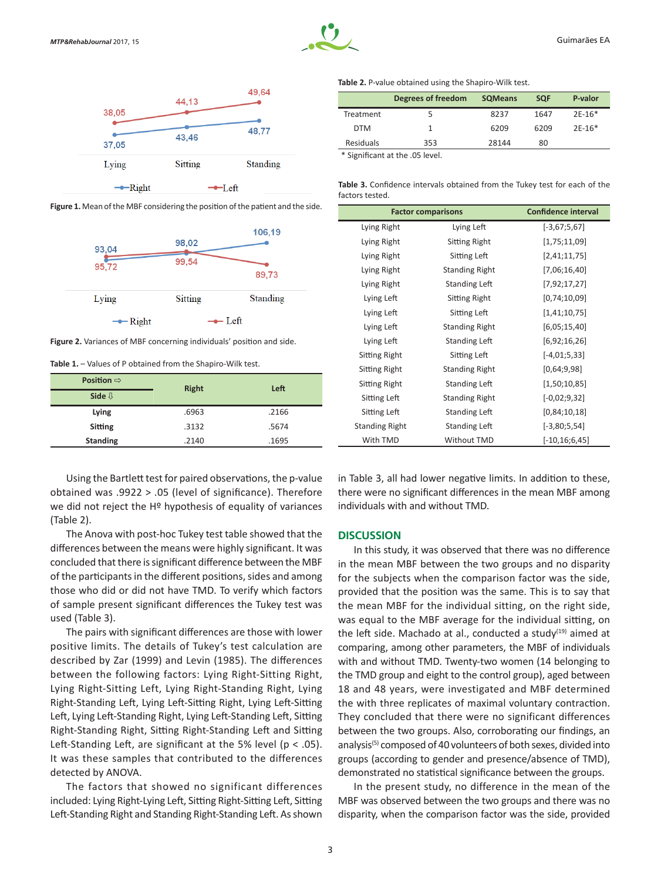Figure 1. Mean of the MBF considering the position of the patient and the side.

Figure 2. Variances of MBF concerning individuals' position and side.

**Table 1.** – Values of P obtained from the Shapiro-Wilk test.

| Position ⇨ / Side ⇩ | Right | Left |
|---|---|---|
| **Lying** | .6963 | .2166 |
| **Sitting** | .3132 | .5674 |
| **Standing** | .2140 | .1695 |

**Table 2.** P-value obtained using the Shapiro-Wilk test.

| | Degrees of freedom | SQMeans | SQF | P-valor |
|---|---|---|---|---|
| Treatment | 5 | 8237 | 1647 | 2E-16* |
| DTM | 1 | 6209 | 6209 | 2E-16* |
| Residuals | 353 | 28144 | 80 | |

\* Significant at the .05 level.

**Table 3.** Confidence intervals obtained from the Tukey test for each of the factors tested.

| Factor comparisons | | Confidence interval |
|---|---|---|
| Lying Right | Lying Left | [-3,67;5,67] |
| Lying Right | Sitting Right | [1,75;11,09] |
| Lying Right | Sitting Left | [2,41;11,75] |
| Lying Right | Standing Right | [7,06;16,40] |
| Lying Right | Standing Left | [7,92;17,27] |
| Lying Left | Sitting Right | [0,74;10,09] |
| Lying Left | Sitting Left | [1,41;10,75] |
| Lying Left | Standing Right | [6,05;15,40] |
| Lying Left | Standing Left | [6,92;16,26] |
| Sitting Right | Sitting Left | [-4,01;5,33] |
| Sitting Right | Standing Right | [0,64;9,98] |
| Sitting Right | Standing Left | [1,50;10,85] |
| Sitting Left | Standing Right | [-0,02;9,32] |
| Sitting Left | Standing Left | [0,84;10,18] |
| Standing Right | Standing Left | [-3,80;5,54] |
| With TMD | Without TMD | [-10,16;6,45] |

Using the Bartlett test for paired observations, the p-value obtained was .9922 > .05 (level of significance). Therefore we did not reject the Hº hypothesis of equality of variances (Table 2).

The Anova with post-hoc Tukey test table showed that the differences between the means were highly significant. It was concluded that there is significant difference between the MBF of the participants in the different positions, sides and among those who did or did not have TMD. To verify which factors of sample present significant differences the Tukey test was used (Table 3).

The pairs with significant differences are those with lower positive limits. The details of Tukey's test calculation are described by Zar (1999) and Levin (1985). The differences between the following factors: Lying Right-Sitting Right, Lying Right-Sitting Left, Lying Right-Standing Right, Lying Right-Standing Left, Lying Left-Sitting Right, Lying Left-Sitting Left, Lying Left-Standing Right, Lying Left-Standing Left, Sitting Right-Standing Right, Sitting Right-Standing Left and Sitting Left-Standing Left, are significant at the 5% level ($p < .05$). It was these samples that contributed to the differences detected by ANOVA.

The factors that showed no significant differences included: Lying Right-Lying Left, Sitting Right-Sitting Left, Sitting Left-Standing Right and Standing Right-Standing Left. As shown in Table 3, all had lower negative limits. In addition to these, there were no significant differences in the mean MBF among individuals with and without TMD.

## DISCUSSION

In this study, it was observed that there was no difference in the mean MBF between the two groups and no disparity for the subjects when the comparison factor was the side, provided that the position was the same. This is to say that the mean MBF for the individual sitting, on the right side, was equal to the MBF average for the individual sitting, on the left side. Machado at al., conducted a study[19] aimed at comparing, among other parameters, the MBF of individuals with and without TMD. Twenty-two women (14 belonging to the TMD group and eight to the control group), aged between 18 and 48 years, were investigated and MBF determined the with three replicates of maximal voluntary contraction. They concluded that there were no significant differences between the two groups. Also, corroborating our findings, an analysis[5] composed of 40 volunteers of both sexes, divided into groups (according to gender and presence/absence of TMD), demonstrated no statistical significance between the groups.

In the present study, no difference in the mean of the MBF was observed between the two groups and there was no disparity, when the comparison factor was the side, provided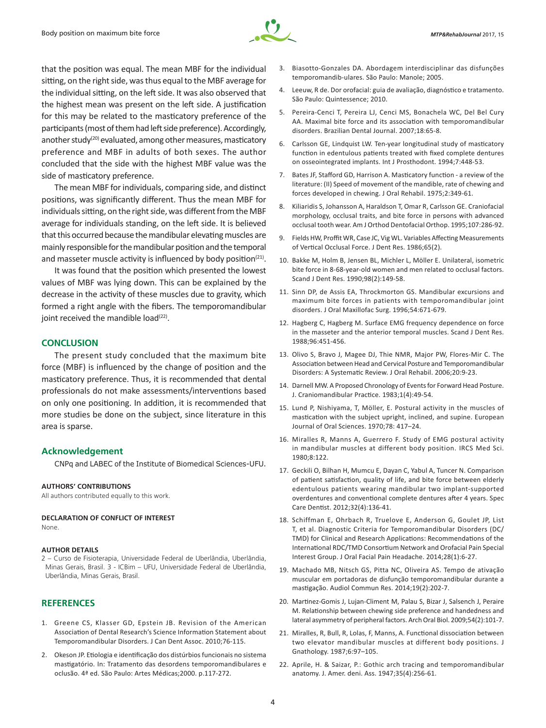that the position was equal. The mean MBF for the individual sitting, on the right side, was thus equal to the MBF average for the individual sitting, on the left side. It was also observed that the highest mean was present on the left side. A justification for this may be related to the masticatory preference of the participants (most of them had left side preference). Accordingly, another study[20] evaluated, among other measures, masticatory preference and MBF in adults of both sexes. The author concluded that the side with the highest MBF value was the side of masticatory preference.

The mean MBF for individuals, comparing side, and distinct positions, was significantly different. Thus the mean MBF for individuals sitting, on the right side, was different from the MBF average for individuals standing, on the left side. It is believed that this occurred because the mandibular elevating muscles are mainly responsible for the mandibular position and the temporal and masseter muscle activity is influenced by body position[21].

It was found that the position which presented the lowest values of MBF was lying down. This can be explained by the decrease in the activity of these muscles due to gravity, which formed a right angle with the fibers. The temporomandibular joint received the mandible load[22].

## CONCLUSION

The present study concluded that the maximum bite force (MBF) is influenced by the change of position and the masticatory preference. Thus, it is recommended that dental professionals do not make assessments/interventions based on only one positioning. In addition, it is recommended that more studies be done on the subject, since literature in this area is sparse.

## Acknowledgement

CNPq and LABEC of the Institute of Biomedical Sciences-UFU.

**AUTHORS' CONTRIBUTIONS**

All authors contributed equally to this work.

**DECLARATION OF CONFLICT OF INTEREST**

None.

**AUTHOR DETAILS**

2 – Curso de Fisioterapia, Universidade Federal de Uberlândia, Uberlândia, Minas Gerais, Brasil. 3 - ICBim – UFU, Universidade Federal de Uberlândia, Uberlândia, Minas Gerais, Brasil.

## REFERENCES

1. Greene CS, Klasser GD, Epstein JB. Revision of the American Association of Dental Research's Science Information Statement about Temporomandibular Disorders. J Can Dent Assoc. 2010;76-115.
2. Okeson JP. Etiologia e identificação dos distúrbios funcionais no sistema mastigatório. In: Tratamento das desordens temporomandibulares e oclusão. 4ª ed. São Paulo: Artes Médicas;2000. p.117-272.
3. Biasotto-Gonzales DA. Abordagem interdisciplinar das disfunções temporomandib-ulares. São Paulo: Manole; 2005.
4. Leeuw, R de. Dor orofacial: guia de avaliação, diagnóstico e tratamento. São Paulo: Quintessence; 2010.
5. Pereira-Cenci T, Pereira LJ, Cenci MS, Bonachela WC, Del Bel Cury AA. Maximal bite force and its association with temporomandibular disorders. Brazilian Dental Journal. 2007;18:65-8.
6. Carlsson GE, Lindquist LW. Ten-year longitudinal study of masticatory function in edentulous patients treated with fixed complete dentures on osseointegrated implants. Int J Prosthodont. 1994;7:448-53.
7. Bates JF, Stafford GD, Harrison A. Masticatory function - a review of the literature: (II) Speed of movement of the mandible, rate of chewing and forces developed in chewing. J Oral Rehabil. 1975;2:349-61.
8. Kiliaridis S, Johansson A, Haraldson T, Omar R, Carlsson GE. Craniofacial morphology, occlusal traits, and bite force in persons with advanced occlusal tooth wear. Am J Orthod Dentofacial Orthop. 1995;107:286-92.
9. Fields HW, Proffit WR, Case JC, Vig WL. Variables Affecting Measurements of Vertical Occlusal Force. J Dent Res. 1986;65(2).
10. Bakke M, Holm B, Jensen BL, Michler L, Möller E. Unilateral, isometric bite force in 8-68-year-old women and men related to occlusal factors. Scand J Dent Res. 1990;98(2):149-58.
11. Sinn DP, de Assis EA, Throckmorton GS. Mandibular excursions and maximum bite forces in patients with temporomandibular joint disorders. J Oral Maxillofac Surg. 1996;54:671-679.
12. Hagberg C, Hagberg M. Surface EMG frequency dependence on force in the masseter and the anterior temporal muscles. Scand J Dent Res. 1988;96:451-456.
13. Olivo S, Bravo J, Magee DJ, Thie NMR, Major PW, Flores-Mir C. The Association between Head and Cervical Posture and Temporomandibular Disorders: A Systematic Review. J Oral Rehabil. 2006;20:9-23.
14. Darnell MW. A Proposed Chronology of Events for Forward Head Posture. J. Craniomandibular Practice. 1983;1(4):49-54.
15. Lund P, Nishiyama, T, Möller, E. Postural activity in the muscles of mastication with the subject upright, inclined, and supine. European Journal of Oral Sciences. 1970;78: 417–24.
16. Miralles R, Manns A, Guerrero F. Study of EMG postural activity in mandibular muscles at different body position. IRCS Med Sci. 1980;8:122.
17. Geckili O, Bilhan H, Mumcu E, Dayan C, Yabul A, Tuncer N. Comparison of patient satisfaction, quality of life, and bite force between elderly edentulous patients wearing mandibular two implant-supported overdentures and conventional complete dentures after 4 years. Spec Care Dentist. 2012;32(4):136-41.
18. Schiffman E, Ohrbach R, Truelove E, Anderson G, Goulet JP, List T, et al. Diagnostic Criteria for Temporomandibular Disorders (DC/TMD) for Clinical and Research Applications: Recommendations of the International RDC/TMD Consortium Network and Orofacial Pain Special Interest Group. J Oral Facial Pain Headache. 2014;28(1):6-27.
19. Machado MB, Nitsch GS, Pitta NC, Oliveira AS. Tempo de ativação muscular em portadoras de disfunção temporomandibular durante a mastigação. Audiol Commun Res. 2014;19(2):202-7.
20. Martinez-Gomis J, Lujan-Climent M, Palau S, Bizar J, Salsench J, Peraire M. Relationship between chewing side preference and handedness and lateral asymmetry of peripheral factors. Arch Oral Biol. 2009;54(2):101-7.
21. Miralles, R, Bull, R, Lolas, F, Manns, A. Functional dissociation between two elevator mandibular muscles at different body positions. J Gnathology. 1987;6:97–105.
22. Aprile, H. & Saizar, P.: Gothic arch tracing and temporomandibular anatomy. J. Amer. deni. Ass. 1947;35(4):256-61.